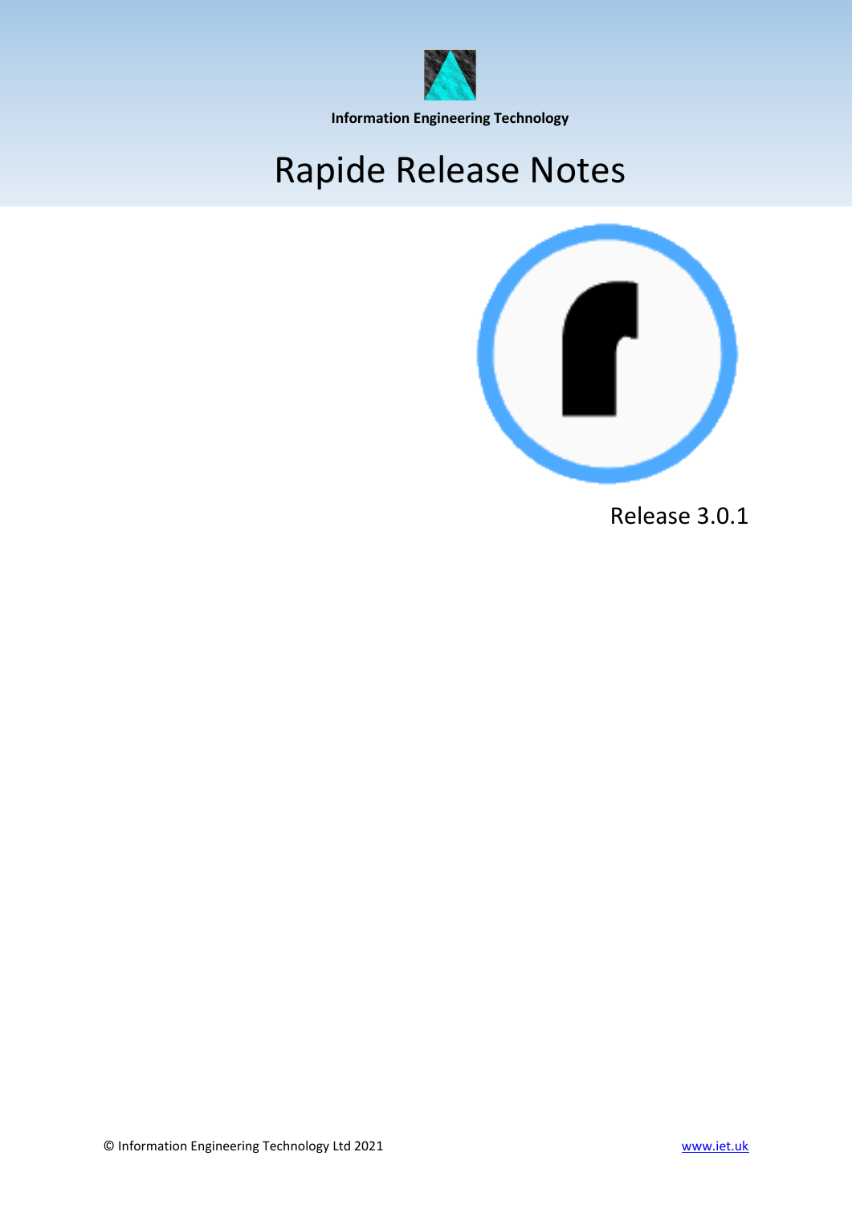**Information Engineering Technology**

# Rapide Release Notes

Release 3.0.1

© Information Engineering Technology Ltd 2021

www.iet.uk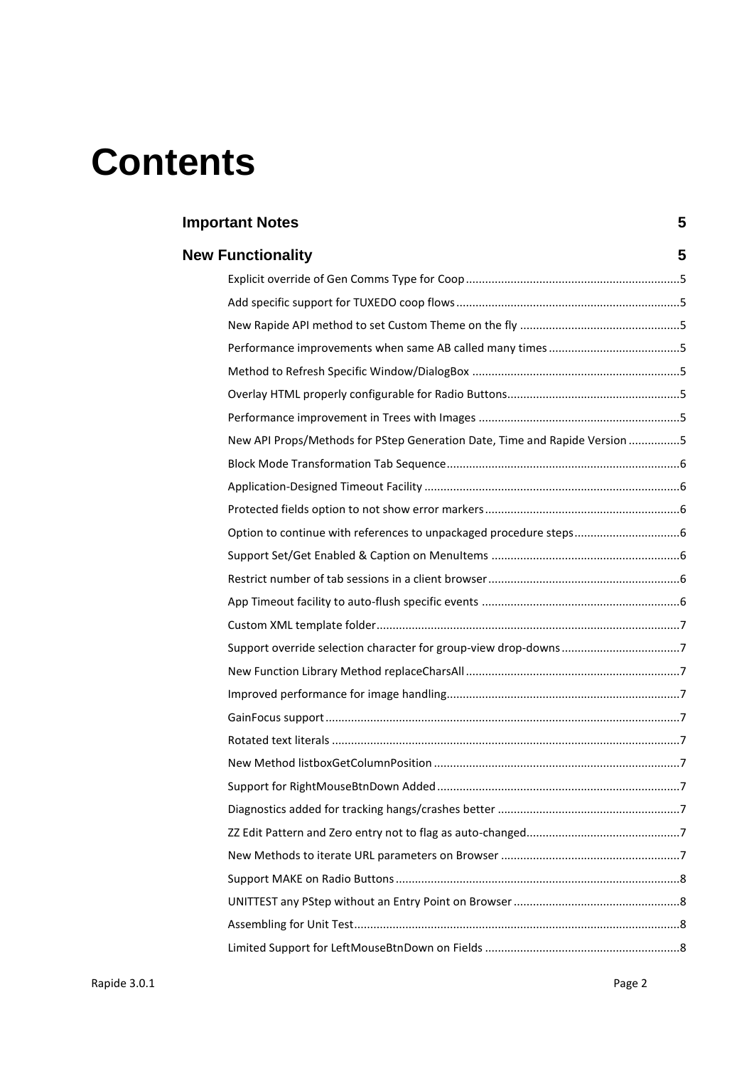# Contents

| | |
|---|---|
| **Important Notes** | **5** |
| **New Functionality** | **5** |
| Explicit override of Gen Comms Type for Coop | 5 |
| Add specific support for TUXEDO coop flows | 5 |
| New Rapide API method to set Custom Theme on the fly | 5 |
| Performance improvements when same AB called many times | 5 |
| Method to Refresh Specific Window/DialogBox | 5 |
| Overlay HTML properly configurable for Radio Buttons | 5 |
| Performance improvement in Trees with Images | 5 |
| New API Props/Methods for PStep Generation Date, Time and Rapide Version | 5 |
| Block Mode Transformation Tab Sequence | 6 |
| Application-Designed Timeout Facility | 6 |
| Protected fields option to not show error markers | 6 |
| Option to continue with references to unpackaged procedure steps | 6 |
| Support Set/Get Enabled & Caption on MenuItems | 6 |
| Restrict number of tab sessions in a client browser | 6 |
| App Timeout facility to auto-flush specific events | 6 |
| Custom XML template folder | 7 |
| Support override selection character for group-view drop-downs | 7 |
| New Function Library Method replaceCharsAll | 7 |
| Improved performance for image handling | 7 |
| GainFocus support | 7 |
| Rotated text literals | 7 |
| New Method listboxGetColumnPosition | 7 |
| Support for RightMouseBtnDown Added | 7 |
| Diagnostics added for tracking hangs/crashes better | 7 |
| ZZ Edit Pattern and Zero entry not to flag as auto-changed | 7 |
| New Methods to iterate URL parameters on Browser | 7 |
| Support MAKE on Radio Buttons | 8 |
| UNITTEST any PStep without an Entry Point on Browser | 8 |
| Assembling for Unit Test | 8 |
| Limited Support for LeftMouseBtnDown on Fields | 8 |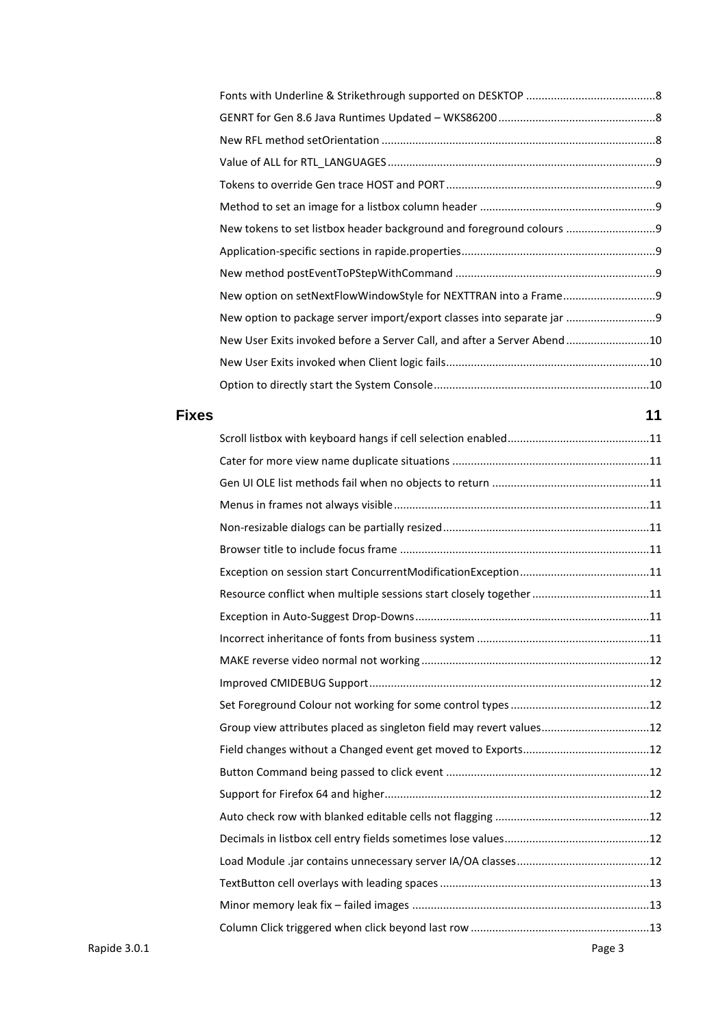Fonts with Underline & Strikethrough supported on DESKTOP ........................................8
GENRT for Gen 8.6 Java Runtimes Updated – WKS86200 ........................................8
New RFL method setOrientation ........................................8
Value of ALL for RTL_LANGUAGES ........................................9
Tokens to override Gen trace HOST and PORT ........................................9
Method to set an image for a listbox column header ........................................9
New tokens to set listbox header background and foreground colours ........................................9
Application-specific sections in rapide.properties ........................................9
New method postEventToPStepWithCommand ........................................9
New option on setNextFlowWindowStyle for NEXTTRAN into a Frame ........................................9
New option to package server import/export classes into separate jar ........................................9
New User Exits invoked before a Server Call, and after a Server Abend ........................................10
New User Exits invoked when Client logic fails ........................................10
Option to directly start the System Console ........................................10

**Fixes** **11**

Scroll listbox with keyboard hangs if cell selection enabled ........................................11
Cater for more view name duplicate situations ........................................11
Gen UI OLE list methods fail when no objects to return ........................................11
Menus in frames not always visible ........................................11
Non-resizable dialogs can be partially resized ........................................11
Browser title to include focus frame ........................................11
Exception on session start ConcurrentModificationException ........................................11
Resource conflict when multiple sessions start closely together ........................................11
Exception in Auto-Suggest Drop-Downs ........................................11
Incorrect inheritance of fonts from business system ........................................11
MAKE reverse video normal not working ........................................12
Improved CMIDEBUG Support ........................................12
Set Foreground Colour not working for some control types ........................................12
Group view attributes placed as singleton field may revert values ........................................12
Field changes without a Changed event get moved to Exports ........................................12
Button Command being passed to click event ........................................12
Support for Firefox 64 and higher ........................................12
Auto check row with blanked editable cells not flagging ........................................12
Decimals in listbox cell entry fields sometimes lose values ........................................12
Load Module .jar contains unnecessary server IA/OA classes ........................................12
TextButton cell overlays with leading spaces ........................................13
Minor memory leak fix – failed images ........................................13
Column Click triggered when click beyond last row ........................................13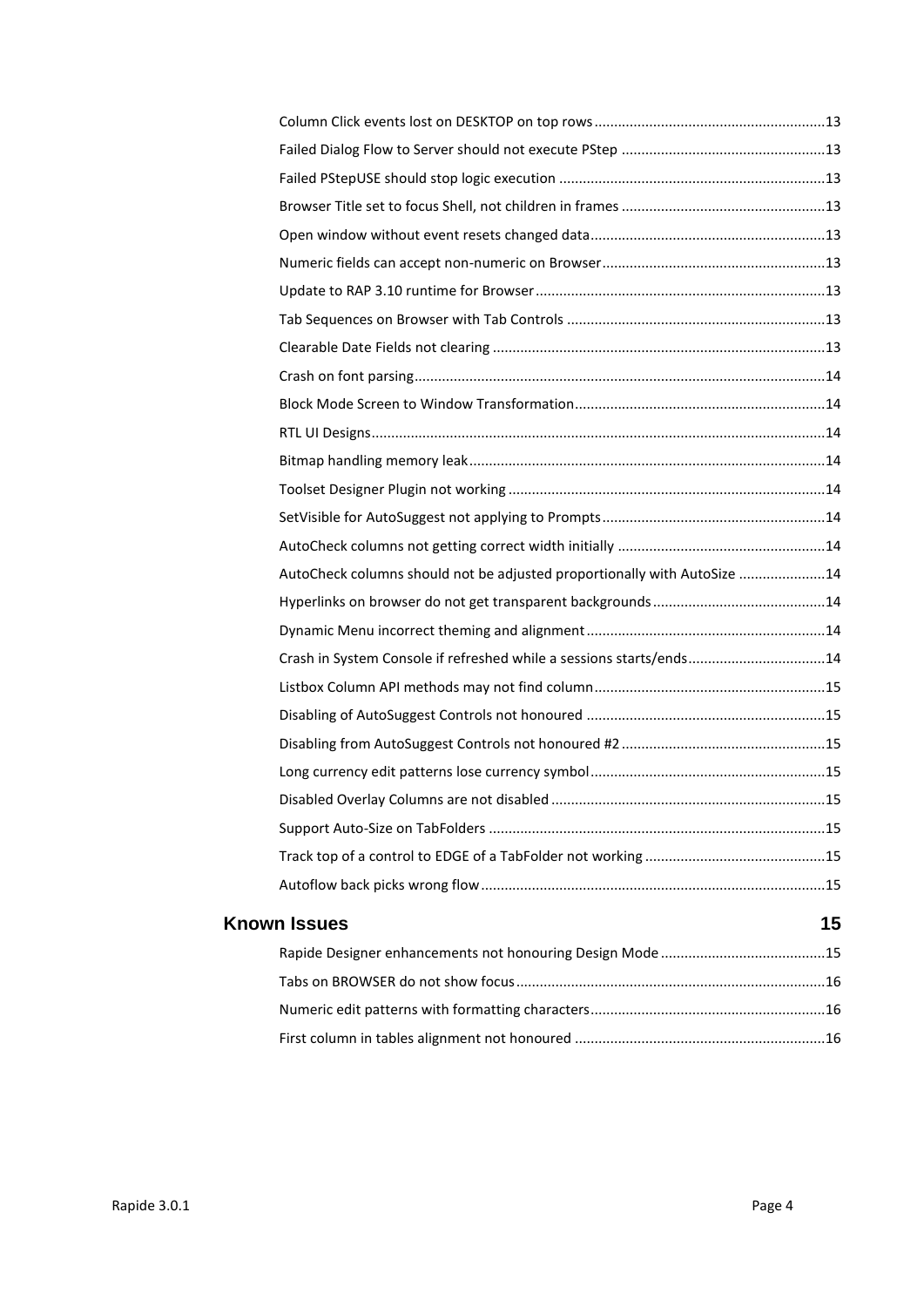Column Click events lost on DESKTOP on top rows ... 13
Failed Dialog Flow to Server should not execute PStep ... 13
Failed PStepUSE should stop logic execution ... 13
Browser Title set to focus Shell, not children in frames ... 13
Open window without event resets changed data ... 13
Numeric fields can accept non-numeric on Browser ... 13
Update to RAP 3.10 runtime for Browser ... 13
Tab Sequences on Browser with Tab Controls ... 13
Clearable Date Fields not clearing ... 13
Crash on font parsing ... 14
Block Mode Screen to Window Transformation ... 14
RTL UI Designs ... 14
Bitmap handling memory leak ... 14
Toolset Designer Plugin not working ... 14
SetVisible for AutoSuggest not applying to Prompts ... 14
AutoCheck columns not getting correct width initially ... 14
AutoCheck columns should not be adjusted proportionally with AutoSize ... 14
Hyperlinks on browser do not get transparent backgrounds ... 14
Dynamic Menu incorrect theming and alignment ... 14
Crash in System Console if refreshed while a sessions starts/ends ... 14
Listbox Column API methods may not find column ... 15
Disabling of AutoSuggest Controls not honoured ... 15
Disabling from AutoSuggest Controls not honoured #2 ... 15
Long currency edit patterns lose currency symbol ... 15
Disabled Overlay Columns are not disabled ... 15
Support Auto-Size on TabFolders ... 15
Track top of a control to EDGE of a TabFolder not working ... 15
Autoflow back picks wrong flow ... 15

**Known Issues ... 15**

Rapide Designer enhancements not honouring Design Mode ... 15
Tabs on BROWSER do not show focus ... 16
Numeric edit patterns with formatting characters ... 16
First column in tables alignment not honoured ... 16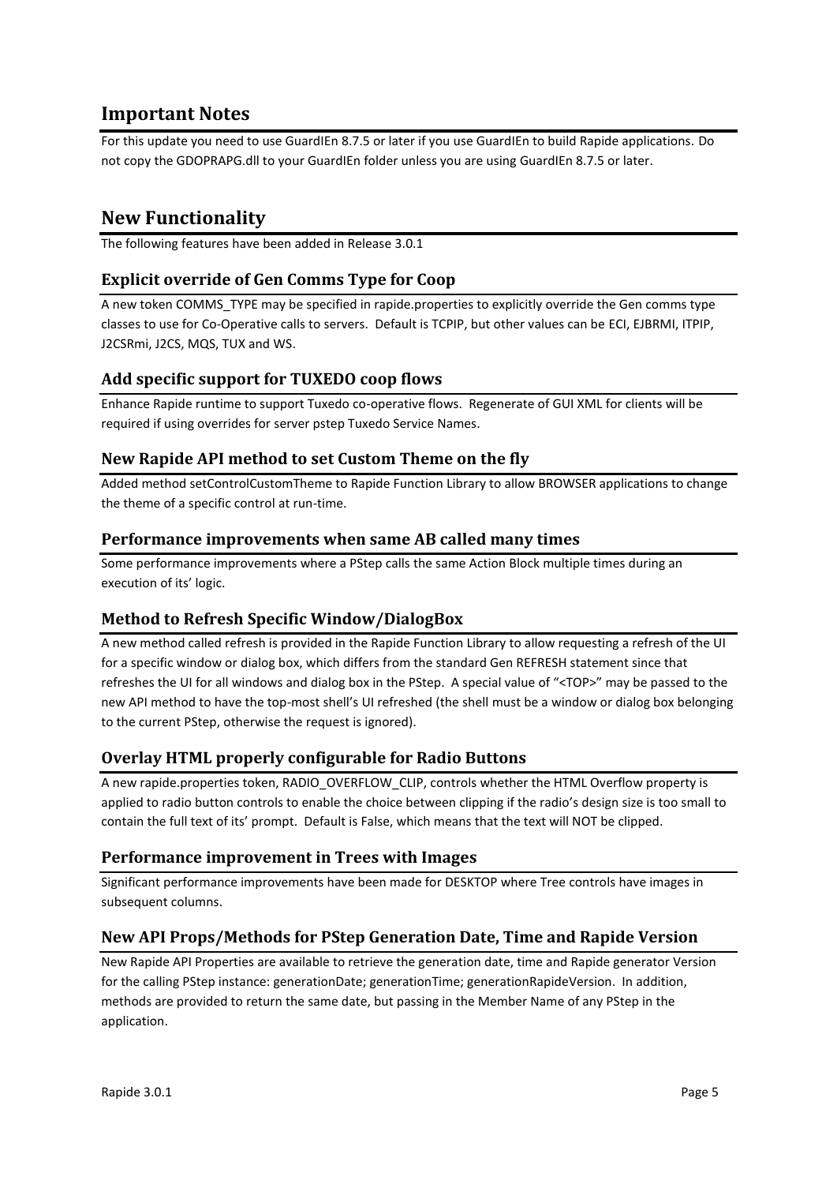# Important Notes

For this update you need to use GuardIEn 8.7.5 or later if you use GuardIEn to build Rapide applications. Do not copy the GDOPRAPG.dll to your GuardIEn folder unless you are using GuardIEn 8.7.5 or later.

# New Functionality

The following features have been added in Release 3.0.1

## Explicit override of Gen Comms Type for Coop

A new token COMMS_TYPE may be specified in rapide.properties to explicitly override the Gen comms type classes to use for Co-Operative calls to servers. Default is TCPIP, but other values can be ECI, EJBRMI, ITPIP, J2CSRmi, J2CS, MQS, TUX and WS.

## Add specific support for TUXEDO coop flows

Enhance Rapide runtime to support Tuxedo co-operative flows. Regenerate of GUI XML for clients will be required if using overrides for server pstep Tuxedo Service Names.

## New Rapide API method to set Custom Theme on the fly

Added method setControlCustomTheme to Rapide Function Library to allow BROWSER applications to change the theme of a specific control at run-time.

## Performance improvements when same AB called many times

Some performance improvements where a PStep calls the same Action Block multiple times during an execution of its' logic.

## Method to Refresh Specific Window/DialogBox

A new method called refresh is provided in the Rapide Function Library to allow requesting a refresh of the UI for a specific window or dialog box, which differs from the standard Gen REFRESH statement since that refreshes the UI for all windows and dialog box in the PStep. A special value of "<TOP>" may be passed to the new API method to have the top-most shell's UI refreshed (the shell must be a window or dialog box belonging to the current PStep, otherwise the request is ignored).

## Overlay HTML properly configurable for Radio Buttons

A new rapide.properties token, RADIO_OVERFLOW_CLIP, controls whether the HTML Overflow property is applied to radio button controls to enable the choice between clipping if the radio's design size is too small to contain the full text of its' prompt. Default is False, which means that the text will NOT be clipped.

## Performance improvement in Trees with Images

Significant performance improvements have been made for DESKTOP where Tree controls have images in subsequent columns.

## New API Props/Methods for PStep Generation Date, Time and Rapide Version

New Rapide API Properties are available to retrieve the generation date, time and Rapide generator Version for the calling PStep instance: generationDate; generationTime; generationRapideVersion. In addition, methods are provided to return the same date, but passing in the Member Name of any PStep in the application.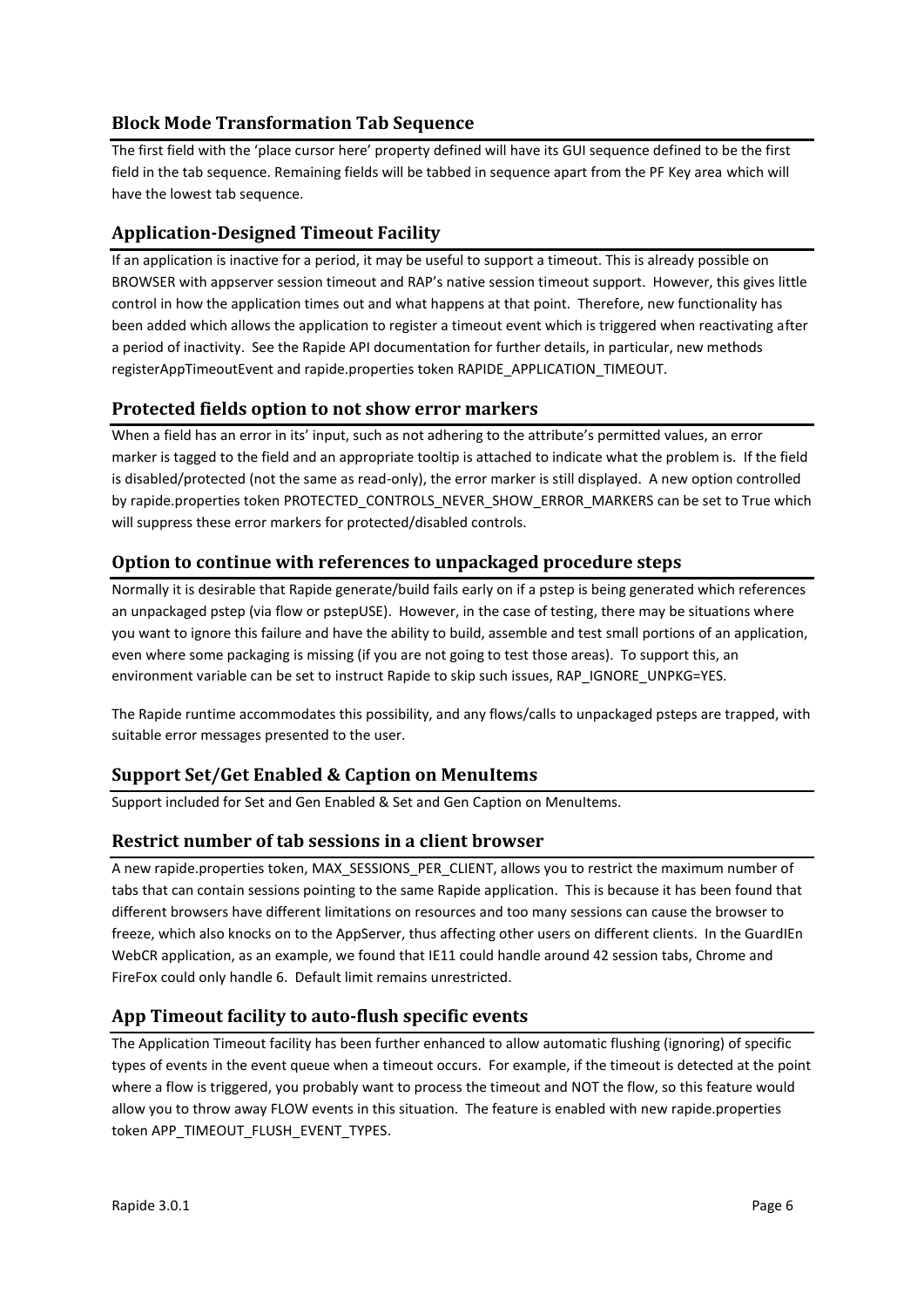### Block Mode Transformation Tab Sequence

The first field with the 'place cursor here' property defined will have its GUI sequence defined to be the first field in the tab sequence. Remaining fields will be tabbed in sequence apart from the PF Key area which will have the lowest tab sequence.

### Application-Designed Timeout Facility

If an application is inactive for a period, it may be useful to support a timeout. This is already possible on BROWSER with appserver session timeout and RAP's native session timeout support. However, this gives little control in how the application times out and what happens at that point. Therefore, new functionality has been added which allows the application to register a timeout event which is triggered when reactivating after a period of inactivity. See the Rapide API documentation for further details, in particular, new methods registerAppTimeoutEvent and rapide.properties token RAPIDE_APPLICATION_TIMEOUT.

### Protected fields option to not show error markers

When a field has an error in its' input, such as not adhering to the attribute's permitted values, an error marker is tagged to the field and an appropriate tooltip is attached to indicate what the problem is. If the field is disabled/protected (not the same as read-only), the error marker is still displayed. A new option controlled by rapide.properties token PROTECTED_CONTROLS_NEVER_SHOW_ERROR_MARKERS can be set to True which will suppress these error markers for protected/disabled controls.

### Option to continue with references to unpackaged procedure steps

Normally it is desirable that Rapide generate/build fails early on if a pstep is being generated which references an unpackaged pstep (via flow or pstepUSE). However, in the case of testing, there may be situations where you want to ignore this failure and have the ability to build, assemble and test small portions of an application, even where some packaging is missing (if you are not going to test those areas). To support this, an environment variable can be set to instruct Rapide to skip such issues, RAP_IGNORE_UNPKG=YES.

The Rapide runtime accommodates this possibility, and any flows/calls to unpackaged psteps are trapped, with suitable error messages presented to the user.

### Support Set/Get Enabled & Caption on MenuItems

Support included for Set and Gen Enabled & Set and Gen Caption on MenuItems.

### Restrict number of tab sessions in a client browser

A new rapide.properties token, MAX_SESSIONS_PER_CLIENT, allows you to restrict the maximum number of tabs that can contain sessions pointing to the same Rapide application. This is because it has been found that different browsers have different limitations on resources and too many sessions can cause the browser to freeze, which also knocks on to the AppServer, thus affecting other users on different clients. In the GuardIEn WebCR application, as an example, we found that IE11 could handle around 42 session tabs, Chrome and FireFox could only handle 6. Default limit remains unrestricted.

### App Timeout facility to auto-flush specific events

The Application Timeout facility has been further enhanced to allow automatic flushing (ignoring) of specific types of events in the event queue when a timeout occurs. For example, if the timeout is detected at the point where a flow is triggered, you probably want to process the timeout and NOT the flow, so this feature would allow you to throw away FLOW events in this situation. The feature is enabled with new rapide.properties token APP_TIMEOUT_FLUSH_EVENT_TYPES.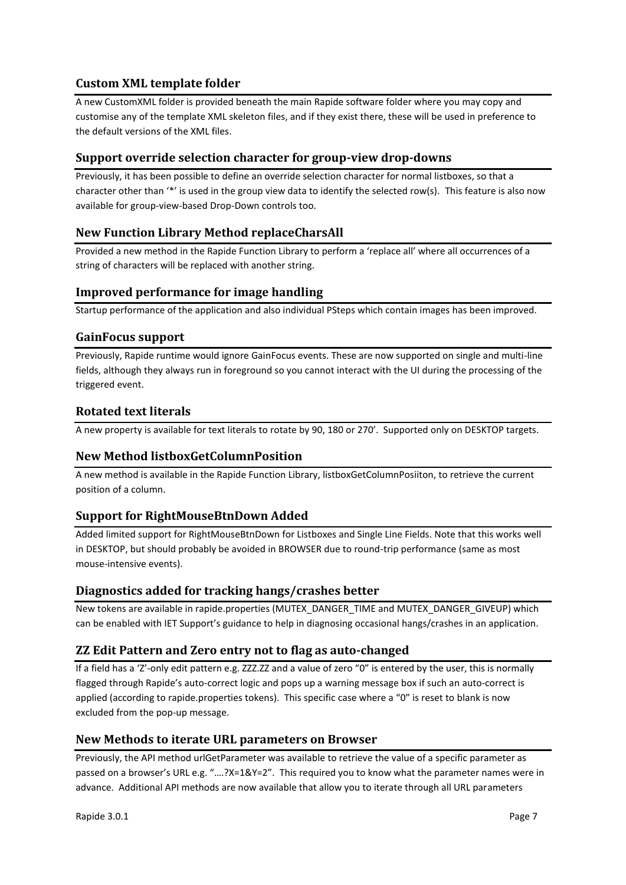## Custom XML template folder

A new CustomXML folder is provided beneath the main Rapide software folder where you may copy and customise any of the template XML skeleton files, and if they exist there, these will be used in preference to the default versions of the XML files.

## Support override selection character for group-view drop-downs

Previously, it has been possible to define an override selection character for normal listboxes, so that a character other than '*' is used in the group view data to identify the selected row(s). This feature is also now available for group-view-based Drop-Down controls too.

## New Function Library Method replaceCharsAll

Provided a new method in the Rapide Function Library to perform a 'replace all' where all occurrences of a string of characters will be replaced with another string.

## Improved performance for image handling

Startup performance of the application and also individual PSteps which contain images has been improved.

## GainFocus support

Previously, Rapide runtime would ignore GainFocus events. These are now supported on single and multi-line fields, although they always run in foreground so you cannot interact with the UI during the processing of the triggered event.

## Rotated text literals

A new property is available for text literals to rotate by 90, 180 or 270'. Supported only on DESKTOP targets.

## New Method listboxGetColumnPosition

A new method is available in the Rapide Function Library, listboxGetColumnPosiiton, to retrieve the current position of a column.

## Support for RightMouseBtnDown Added

Added limited support for RightMouseBtnDown for Listboxes and Single Line Fields. Note that this works well in DESKTOP, but should probably be avoided in BROWSER due to round-trip performance (same as most mouse-intensive events).

## Diagnostics added for tracking hangs/crashes better

New tokens are available in rapide.properties (MUTEX_DANGER_TIME and MUTEX_DANGER_GIVEUP) which can be enabled with IET Support's guidance to help in diagnosing occasional hangs/crashes in an application.

## ZZ Edit Pattern and Zero entry not to flag as auto-changed

If a field has a 'Z'-only edit pattern e.g. ZZZ.ZZ and a value of zero "0" is entered by the user, this is normally flagged through Rapide's auto-correct logic and pops up a warning message box if such an auto-correct is applied (according to rapide.properties tokens). This specific case where a "0" is reset to blank is now excluded from the pop-up message.

## New Methods to iterate URL parameters on Browser

Previously, the API method urlGetParameter was available to retrieve the value of a specific parameter as passed on a browser's URL e.g. "….?X=1&Y=2". This required you to know what the parameter names were in advance. Additional API methods are now available that allow you to iterate through all URL parameters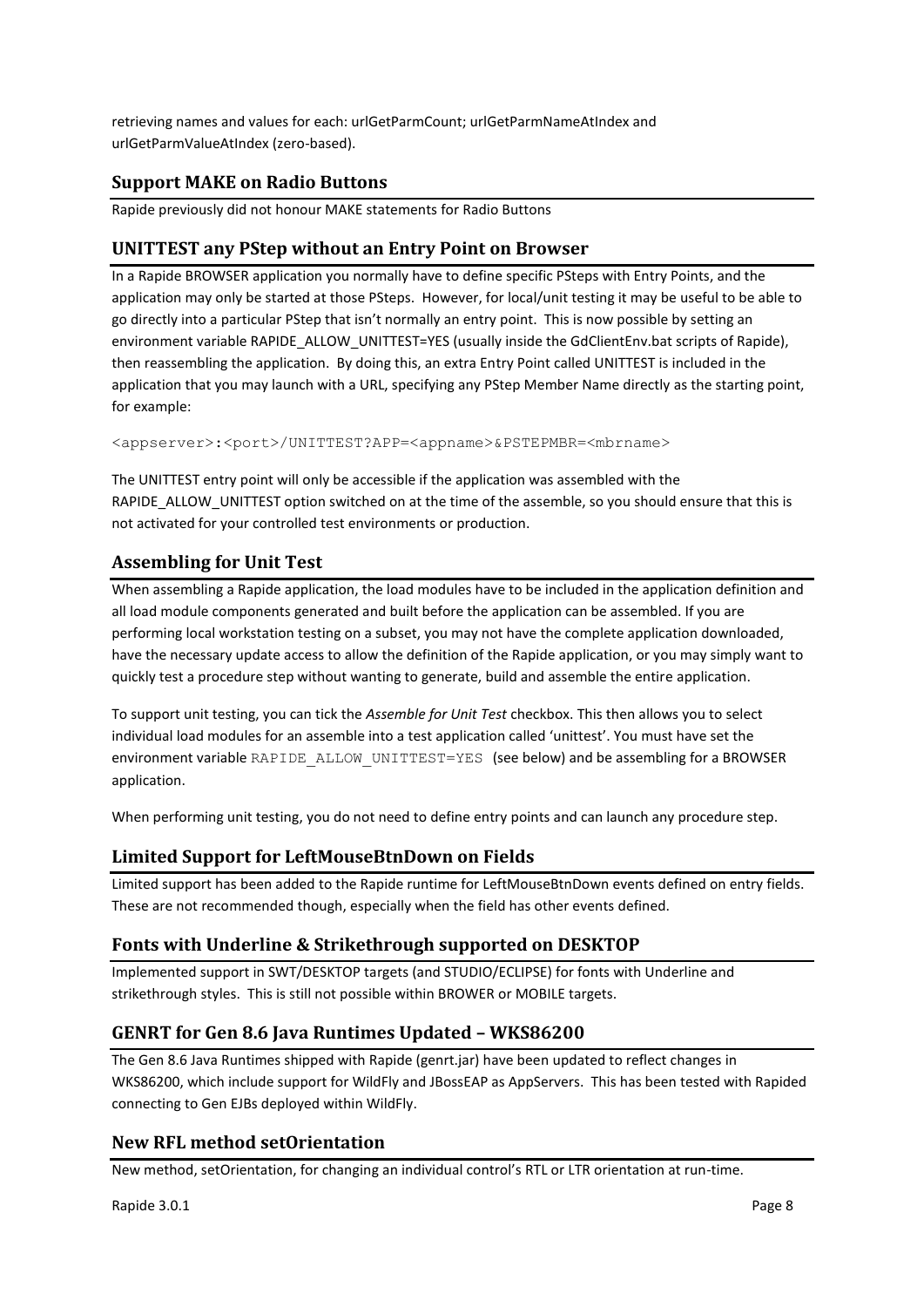retrieving names and values for each: urlGetParmCount; urlGetParmNameAtIndex and urlGetParmValueAtIndex (zero-based).

## Support MAKE on Radio Buttons

Rapide previously did not honour MAKE statements for Radio Buttons

## UNITTEST any PStep without an Entry Point on Browser

In a Rapide BROWSER application you normally have to define specific PSteps with Entry Points, and the application may only be started at those PSteps. However, for local/unit testing it may be useful to be able to go directly into a particular PStep that isn't normally an entry point. This is now possible by setting an environment variable RAPIDE_ALLOW_UNITTEST=YES (usually inside the GdClientEnv.bat scripts of Rapide), then reassembling the application. By doing this, an extra Entry Point called UNITTEST is included in the application that you may launch with a URL, specifying any PStep Member Name directly as the starting point, for example:

```
<appserver>:<port>/UNITTEST?APP=<appname>&PSTEPMBR=<mbrname>
```

The UNITTEST entry point will only be accessible if the application was assembled with the RAPIDE_ALLOW_UNITTEST option switched on at the time of the assemble, so you should ensure that this is not activated for your controlled test environments or production.

## Assembling for Unit Test

When assembling a Rapide application, the load modules have to be included in the application definition and all load module components generated and built before the application can be assembled. If you are performing local workstation testing on a subset, you may not have the complete application downloaded, have the necessary update access to allow the definition of the Rapide application, or you may simply want to quickly test a procedure step without wanting to generate, build and assemble the entire application.

To support unit testing, you can tick the *Assemble for Unit Test* checkbox. This then allows you to select individual load modules for an assemble into a test application called 'unittest'. You must have set the environment variable `RAPIDE_ALLOW_UNITTEST=YES` (see below) and be assembling for a BROWSER application.

When performing unit testing, you do not need to define entry points and can launch any procedure step.

## Limited Support for LeftMouseBtnDown on Fields

Limited support has been added to the Rapide runtime for LeftMouseBtnDown events defined on entry fields. These are not recommended though, especially when the field has other events defined.

## Fonts with Underline & Strikethrough supported on DESKTOP

Implemented support in SWT/DESKTOP targets (and STUDIO/ECLIPSE) for fonts with Underline and strikethrough styles. This is still not possible within BROWER or MOBILE targets.

## GENRT for Gen 8.6 Java Runtimes Updated – WKS86200

The Gen 8.6 Java Runtimes shipped with Rapide (genrt.jar) have been updated to reflect changes in WKS86200, which include support for WildFly and JBossEAP as AppServers. This has been tested with Rapided connecting to Gen EJBs deployed within WildFly.

## New RFL method setOrientation

New method, setOrientation, for changing an individual control's RTL or LTR orientation at run-time.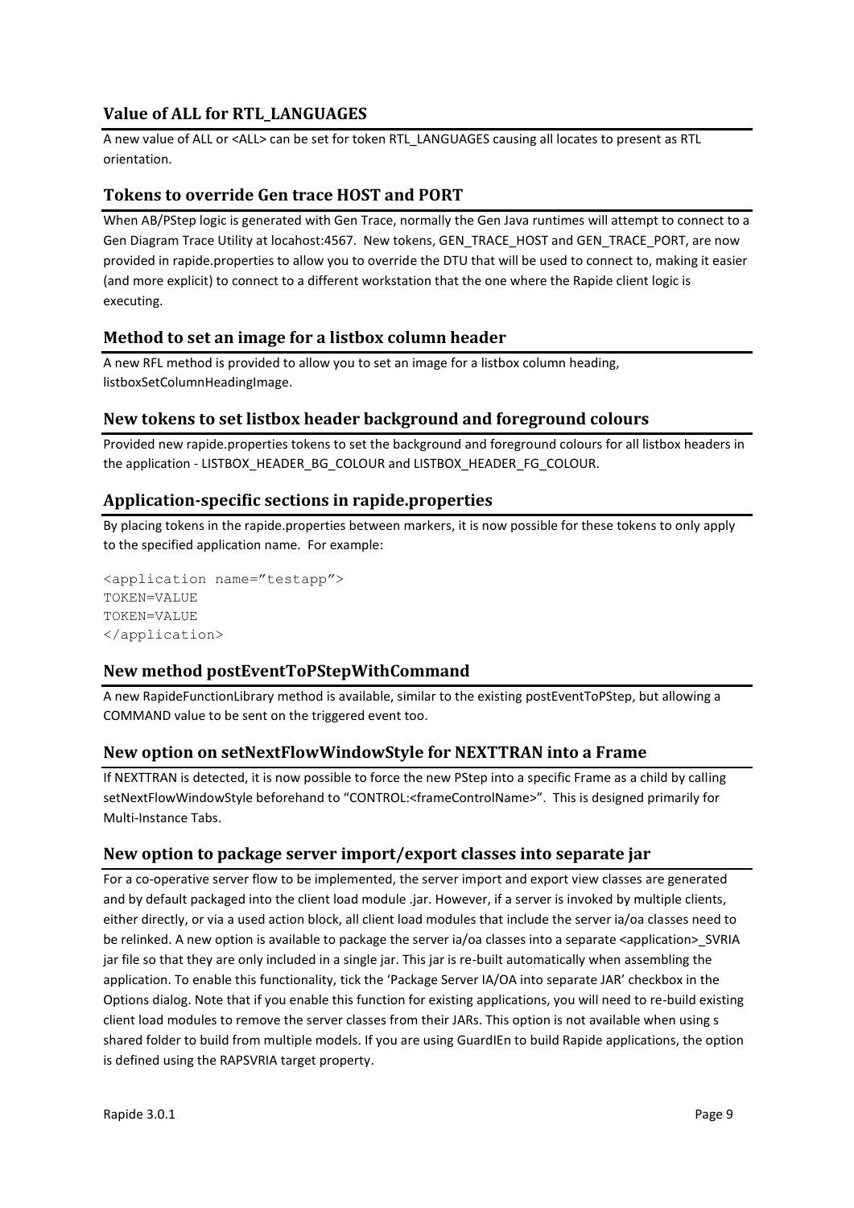### Value of ALL for RTL_LANGUAGES

A new value of ALL or <ALL> can be set for token RTL_LANGUAGES causing all locates to present as RTL orientation.

### Tokens to override Gen trace HOST and PORT

When AB/PStep logic is generated with Gen Trace, normally the Gen Java runtimes will attempt to connect to a Gen Diagram Trace Utility at locahost:4567. New tokens, GEN_TRACE_HOST and GEN_TRACE_PORT, are now provided in rapide.properties to allow you to override the DTU that will be used to connect to, making it easier (and more explicit) to connect to a different workstation that the one where the Rapide client logic is executing.

### Method to set an image for a listbox column header

A new RFL method is provided to allow you to set an image for a listbox column heading, listboxSetColumnHeadingImage.

### New tokens to set listbox header background and foreground colours

Provided new rapide.properties tokens to set the background and foreground colours for all listbox headers in the application - LISTBOX_HEADER_BG_COLOUR and LISTBOX_HEADER_FG_COLOUR.

### Application-specific sections in rapide.properties

By placing tokens in the rapide.properties between markers, it is now possible for these tokens to only apply to the specified application name. For example:

```
<application name="testapp">
TOKEN=VALUE
TOKEN=VALUE
</application>
```

### New method postEventToPStepWithCommand

A new RapideFunctionLibrary method is available, similar to the existing postEventToPStep, but allowing a COMMAND value to be sent on the triggered event too.

### New option on setNextFlowWindowStyle for NEXTTRAN into a Frame

If NEXTTRAN is detected, it is now possible to force the new PStep into a specific Frame as a child by calling setNextFlowWindowStyle beforehand to "CONTROL:<frameControlName>". This is designed primarily for Multi-Instance Tabs.

### New option to package server import/export classes into separate jar

For a co-operative server flow to be implemented, the server import and export view classes are generated and by default packaged into the client load module .jar. However, if a server is invoked by multiple clients, either directly, or via a used action block, all client load modules that include the server ia/oa classes need to be relinked. A new option is available to package the server ia/oa classes into a separate <application>_SVRIA jar file so that they are only included in a single jar. This jar is re-built automatically when assembling the application. To enable this functionality, tick the 'Package Server IA/OA into separate JAR' checkbox in the Options dialog. Note that if you enable this function for existing applications, you will need to re-build existing client load modules to remove the server classes from their JARs. This option is not available when using s shared folder to build from multiple models. If you are using GuardIEn to build Rapide applications, the option is defined using the RAPSVRIA target property.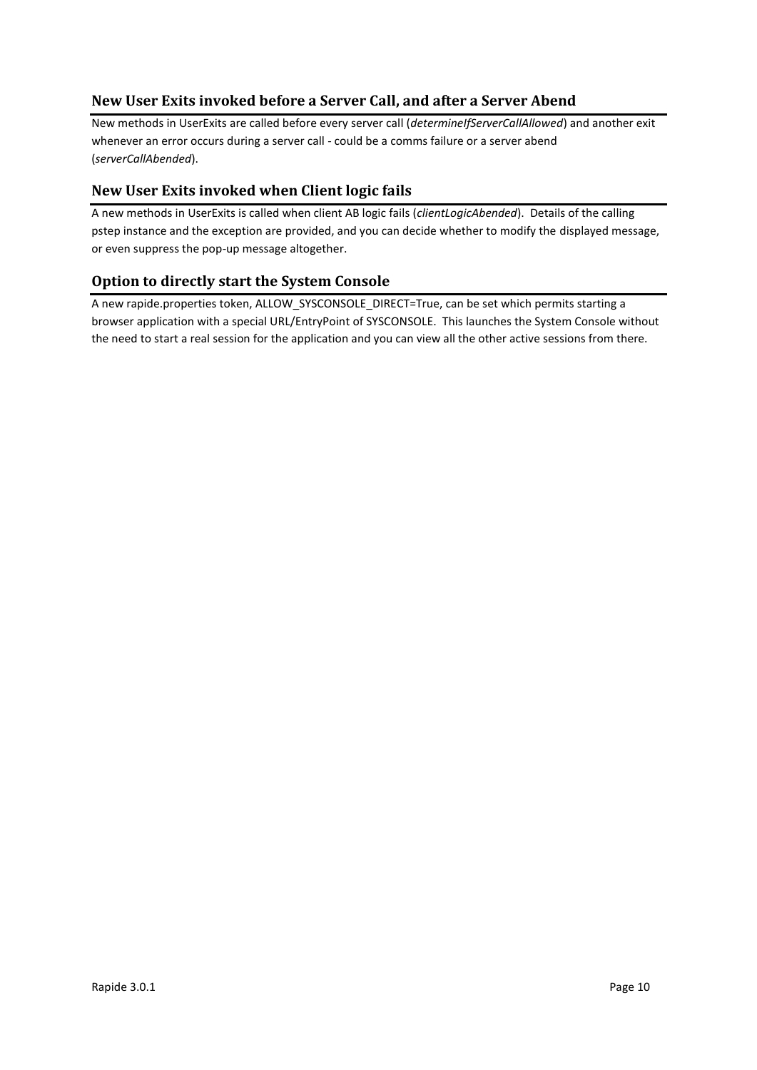## New User Exits invoked before a Server Call, and after a Server Abend

New methods in UserExits are called before every server call (*determineIfServerCallAllowed*) and another exit whenever an error occurs during a server call - could be a comms failure or a server abend (*serverCallAbended*).

## New User Exits invoked when Client logic fails

A new methods in UserExits is called when client AB logic fails (*clientLogicAbended*). Details of the calling pstep instance and the exception are provided, and you can decide whether to modify the displayed message, or even suppress the pop-up message altogether.

## Option to directly start the System Console

A new rapide.properties token, ALLOW_SYSCONSOLE_DIRECT=True, can be set which permits starting a browser application with a special URL/EntryPoint of SYSCONSOLE. This launches the System Console without the need to start a real session for the application and you can view all the other active sessions from there.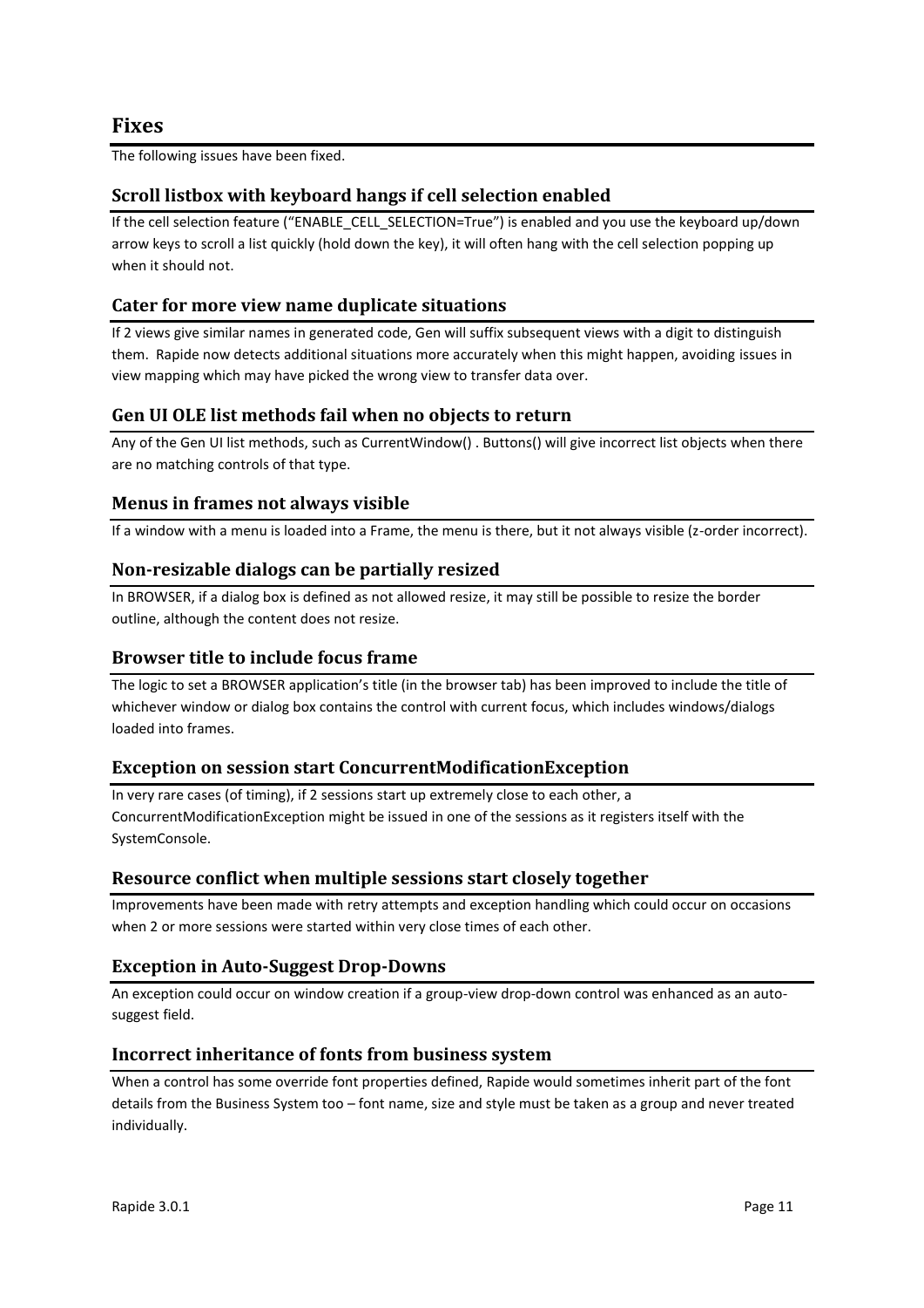## Fixes

The following issues have been fixed.

### Scroll listbox with keyboard hangs if cell selection enabled

If the cell selection feature (“ENABLE_CELL_SELECTION=True”) is enabled and you use the keyboard up/down arrow keys to scroll a list quickly (hold down the key), it will often hang with the cell selection popping up when it should not.

### Cater for more view name duplicate situations

If 2 views give similar names in generated code, Gen will suffix subsequent views with a digit to distinguish them. Rapide now detects additional situations more accurately when this might happen, avoiding issues in view mapping which may have picked the wrong view to transfer data over.

### Gen UI OLE list methods fail when no objects to return

Any of the Gen UI list methods, such as CurrentWindow() . Buttons() will give incorrect list objects when there are no matching controls of that type.

### Menus in frames not always visible

If a window with a menu is loaded into a Frame, the menu is there, but it not always visible (z-order incorrect).

### Non-resizable dialogs can be partially resized

In BROWSER, if a dialog box is defined as not allowed resize, it may still be possible to resize the border outline, although the content does not resize.

### Browser title to include focus frame

The logic to set a BROWSER application’s title (in the browser tab) has been improved to include the title of whichever window or dialog box contains the control with current focus, which includes windows/dialogs loaded into frames.

### Exception on session start ConcurrentModificationException

In very rare cases (of timing), if 2 sessions start up extremely close to each other, a ConcurrentModificationException might be issued in one of the sessions as it registers itself with the SystemConsole.

### Resource conflict when multiple sessions start closely together

Improvements have been made with retry attempts and exception handling which could occur on occasions when 2 or more sessions were started within very close times of each other.

### Exception in Auto-Suggest Drop-Downs

An exception could occur on window creation if a group-view drop-down control was enhanced as an auto-suggest field.

### Incorrect inheritance of fonts from business system

When a control has some override font properties defined, Rapide would sometimes inherit part of the font details from the Business System too – font name, size and style must be taken as a group and never treated individually.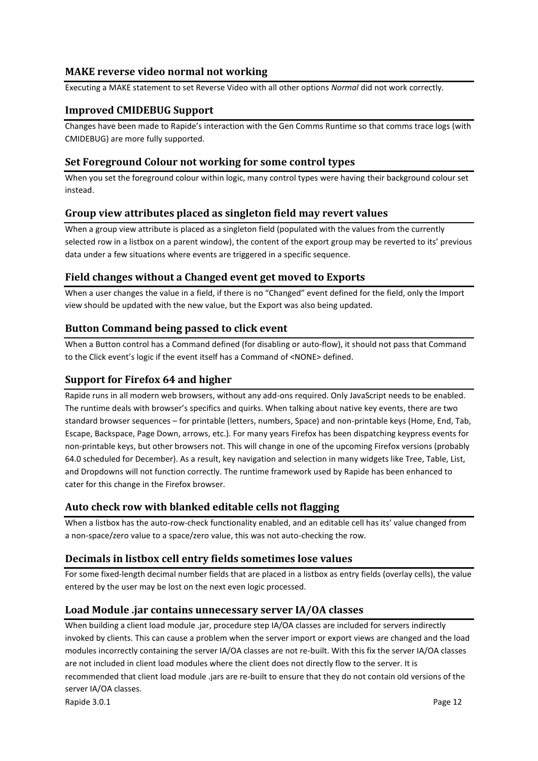### MAKE reverse video normal not working

Executing a MAKE statement to set Reverse Video with all other options *Normal* did not work correctly.

### Improved CMIDEBUG Support

Changes have been made to Rapide's interaction with the Gen Comms Runtime so that comms trace logs (with CMIDEBUG) are more fully supported.

### Set Foreground Colour not working for some control types

When you set the foreground colour within logic, many control types were having their background colour set instead.

### Group view attributes placed as singleton field may revert values

When a group view attribute is placed as a singleton field (populated with the values from the currently selected row in a listbox on a parent window), the content of the export group may be reverted to its' previous data under a few situations where events are triggered in a specific sequence.

### Field changes without a Changed event get moved to Exports

When a user changes the value in a field, if there is no "Changed" event defined for the field, only the Import view should be updated with the new value, but the Export was also being updated.

### Button Command being passed to click event

When a Button control has a Command defined (for disabling or auto-flow), it should not pass that Command to the Click event's logic if the event itself has a Command of <NONE> defined.

### Support for Firefox 64 and higher

Rapide runs in all modern web browsers, without any add-ons required. Only JavaScript needs to be enabled. The runtime deals with browser's specifics and quirks. When talking about native key events, there are two standard browser sequences – for printable (letters, numbers, Space) and non-printable keys (Home, End, Tab, Escape, Backspace, Page Down, arrows, etc.). For many years Firefox has been dispatching keypress events for non-printable keys, but other browsers not. This will change in one of the upcoming Firefox versions (probably 64.0 scheduled for December). As a result, key navigation and selection in many widgets like Tree, Table, List, and Dropdowns will not function correctly. The runtime framework used by Rapide has been enhanced to cater for this change in the Firefox browser.

### Auto check row with blanked editable cells not flagging

When a listbox has the auto-row-check functionality enabled, and an editable cell has its' value changed from a non-space/zero value to a space/zero value, this was not auto-checking the row.

### Decimals in listbox cell entry fields sometimes lose values

For some fixed-length decimal number fields that are placed in a listbox as entry fields (overlay cells), the value entered by the user may be lost on the next even logic processed.

### Load Module .jar contains unnecessary server IA/OA classes

When building a client load module .jar, procedure step IA/OA classes are included for servers indirectly invoked by clients. This can cause a problem when the server import or export views are changed and the load modules incorrectly containing the server IA/OA classes are not re-built. With this fix the server IA/OA classes are not included in client load modules where the client does not directly flow to the server. It is recommended that client load module .jars are re-built to ensure that they do not contain old versions of the server IA/OA classes.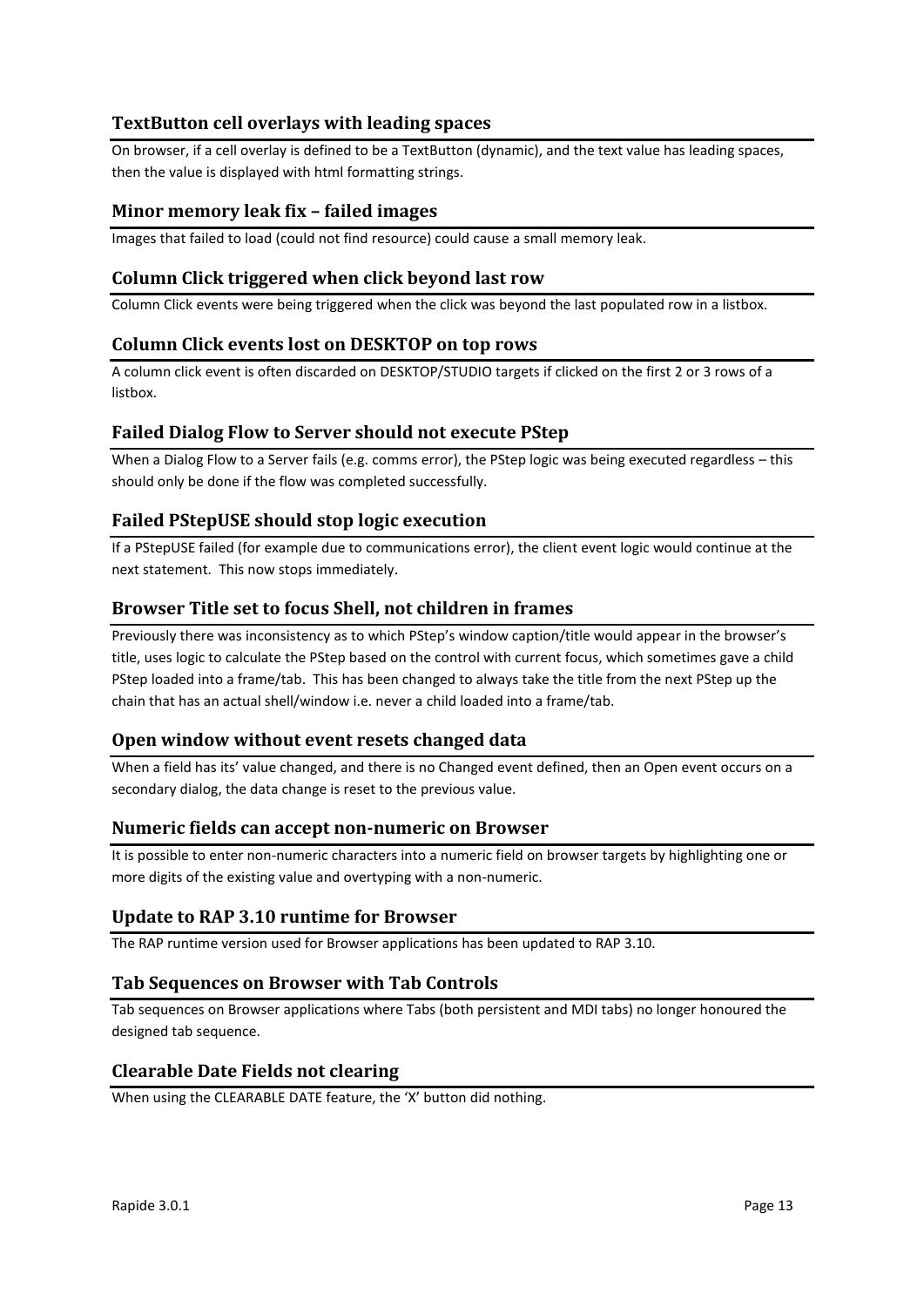### TextButton cell overlays with leading spaces

On browser, if a cell overlay is defined to be a TextButton (dynamic), and the text value has leading spaces, then the value is displayed with html formatting strings.

### Minor memory leak fix – failed images

Images that failed to load (could not find resource) could cause a small memory leak.

### Column Click triggered when click beyond last row

Column Click events were being triggered when the click was beyond the last populated row in a listbox.

### Column Click events lost on DESKTOP on top rows

A column click event is often discarded on DESKTOP/STUDIO targets if clicked on the first 2 or 3 rows of a listbox.

### Failed Dialog Flow to Server should not execute PStep

When a Dialog Flow to a Server fails (e.g. comms error), the PStep logic was being executed regardless – this should only be done if the flow was completed successfully.

### Failed PStepUSE should stop logic execution

If a PStepUSE failed (for example due to communications error), the client event logic would continue at the next statement. This now stops immediately.

### Browser Title set to focus Shell, not children in frames

Previously there was inconsistency as to which PStep's window caption/title would appear in the browser's title, uses logic to calculate the PStep based on the control with current focus, which sometimes gave a child PStep loaded into a frame/tab. This has been changed to always take the title from the next PStep up the chain that has an actual shell/window i.e. never a child loaded into a frame/tab.

### Open window without event resets changed data

When a field has its' value changed, and there is no Changed event defined, then an Open event occurs on a secondary dialog, the data change is reset to the previous value.

### Numeric fields can accept non-numeric on Browser

It is possible to enter non-numeric characters into a numeric field on browser targets by highlighting one or more digits of the existing value and overtyping with a non-numeric.

### Update to RAP 3.10 runtime for Browser

The RAP runtime version used for Browser applications has been updated to RAP 3.10.

### Tab Sequences on Browser with Tab Controls

Tab sequences on Browser applications where Tabs (both persistent and MDI tabs) no longer honoured the designed tab sequence.

### Clearable Date Fields not clearing

When using the CLEARABLE DATE feature, the 'X' button did nothing.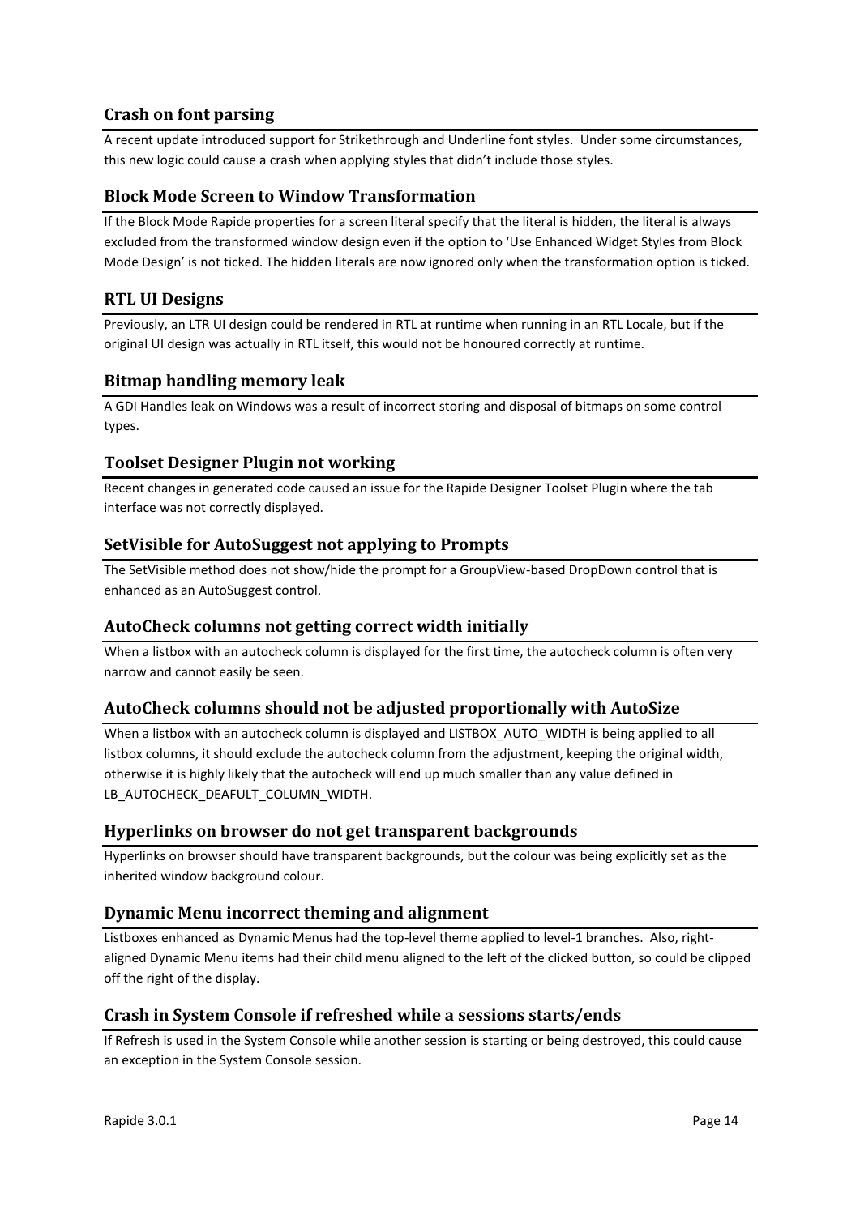### Crash on font parsing

A recent update introduced support for Strikethrough and Underline font styles. Under some circumstances, this new logic could cause a crash when applying styles that didn't include those styles.

### Block Mode Screen to Window Transformation

If the Block Mode Rapide properties for a screen literal specify that the literal is hidden, the literal is always excluded from the transformed window design even if the option to 'Use Enhanced Widget Styles from Block Mode Design' is not ticked. The hidden literals are now ignored only when the transformation option is ticked.

### RTL UI Designs

Previously, an LTR UI design could be rendered in RTL at runtime when running in an RTL Locale, but if the original UI design was actually in RTL itself, this would not be honoured correctly at runtime.

### Bitmap handling memory leak

A GDI Handles leak on Windows was a result of incorrect storing and disposal of bitmaps on some control types.

### Toolset Designer Plugin not working

Recent changes in generated code caused an issue for the Rapide Designer Toolset Plugin where the tab interface was not correctly displayed.

### SetVisible for AutoSuggest not applying to Prompts

The SetVisible method does not show/hide the prompt for a GroupView-based DropDown control that is enhanced as an AutoSuggest control.

### AutoCheck columns not getting correct width initially

When a listbox with an autocheck column is displayed for the first time, the autocheck column is often very narrow and cannot easily be seen.

### AutoCheck columns should not be adjusted proportionally with AutoSize

When a listbox with an autocheck column is displayed and LISTBOX_AUTO_WIDTH is being applied to all listbox columns, it should exclude the autocheck column from the adjustment, keeping the original width, otherwise it is highly likely that the autocheck will end up much smaller than any value defined in LB_AUTOCHECK_DEAFULT_COLUMN_WIDTH.

### Hyperlinks on browser do not get transparent backgrounds

Hyperlinks on browser should have transparent backgrounds, but the colour was being explicitly set as the inherited window background colour.

### Dynamic Menu incorrect theming and alignment

Listboxes enhanced as Dynamic Menus had the top-level theme applied to level-1 branches. Also, right-aligned Dynamic Menu items had their child menu aligned to the left of the clicked button, so could be clipped off the right of the display.

### Crash in System Console if refreshed while a sessions starts/ends

If Refresh is used in the System Console while another session is starting or being destroyed, this could cause an exception in the System Console session.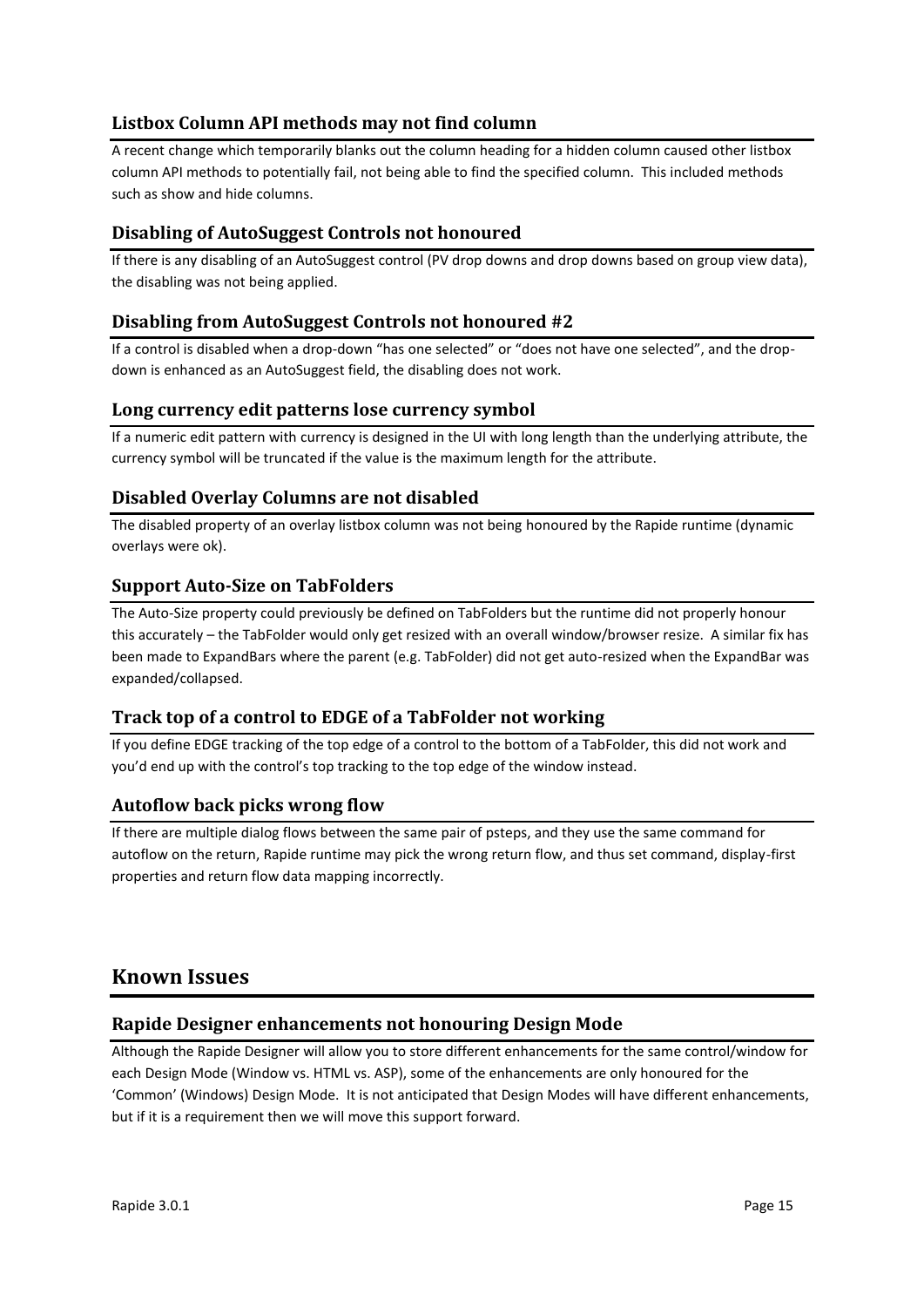### Listbox Column API methods may not find column

A recent change which temporarily blanks out the column heading for a hidden column caused other listbox column API methods to potentially fail, not being able to find the specified column. This included methods such as show and hide columns.

### Disabling of AutoSuggest Controls not honoured

If there is any disabling of an AutoSuggest control (PV drop downs and drop downs based on group view data), the disabling was not being applied.

### Disabling from AutoSuggest Controls not honoured #2

If a control is disabled when a drop-down "has one selected" or "does not have one selected", and the drop-down is enhanced as an AutoSuggest field, the disabling does not work.

### Long currency edit patterns lose currency symbol

If a numeric edit pattern with currency is designed in the UI with long length than the underlying attribute, the currency symbol will be truncated if the value is the maximum length for the attribute.

### Disabled Overlay Columns are not disabled

The disabled property of an overlay listbox column was not being honoured by the Rapide runtime (dynamic overlays were ok).

### Support Auto-Size on TabFolders

The Auto-Size property could previously be defined on TabFolders but the runtime did not properly honour this accurately – the TabFolder would only get resized with an overall window/browser resize. A similar fix has been made to ExpandBars where the parent (e.g. TabFolder) did not get auto-resized when the ExpandBar was expanded/collapsed.

### Track top of a control to EDGE of a TabFolder not working

If you define EDGE tracking of the top edge of a control to the bottom of a TabFolder, this did not work and you'd end up with the control's top tracking to the top edge of the window instead.

### Autoflow back picks wrong flow

If there are multiple dialog flows between the same pair of psteps, and they use the same command for autoflow on the return, Rapide runtime may pick the wrong return flow, and thus set command, display-first properties and return flow data mapping incorrectly.

## Known Issues

### Rapide Designer enhancements not honouring Design Mode

Although the Rapide Designer will allow you to store different enhancements for the same control/window for each Design Mode (Window vs. HTML vs. ASP), some of the enhancements are only honoured for the 'Common' (Windows) Design Mode. It is not anticipated that Design Modes will have different enhancements, but if it is a requirement then we will move this support forward.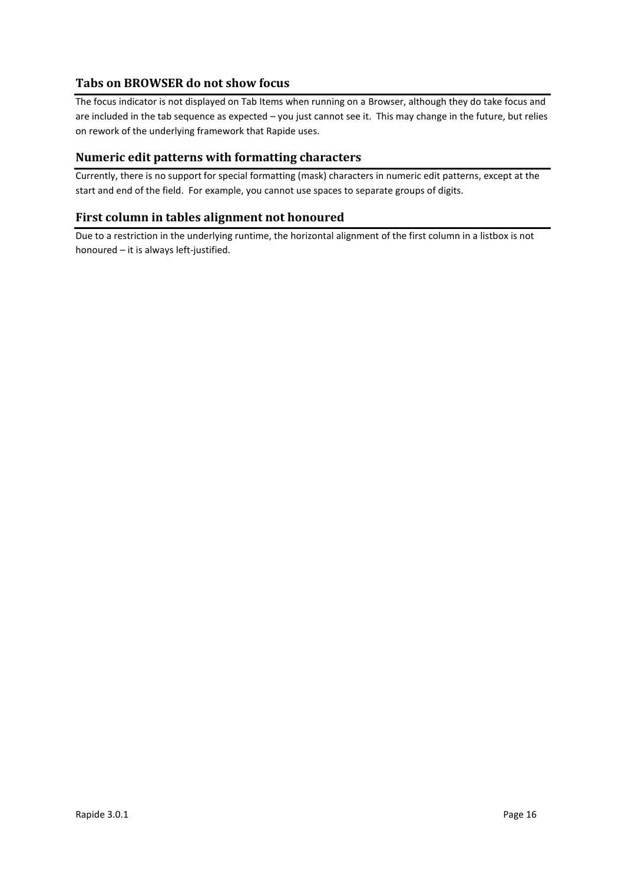## Tabs on BROWSER do not show focus

The focus indicator is not displayed on Tab Items when running on a Browser, although they do take focus and are included in the tab sequence as expected – you just cannot see it. This may change in the future, but relies on rework of the underlying framework that Rapide uses.

## Numeric edit patterns with formatting characters

Currently, there is no support for special formatting (mask) characters in numeric edit patterns, except at the start and end of the field. For example, you cannot use spaces to separate groups of digits.

## First column in tables alignment not honoured

Due to a restriction in the underlying runtime, the horizontal alignment of the first column in a listbox is not honoured – it is always left-justified.